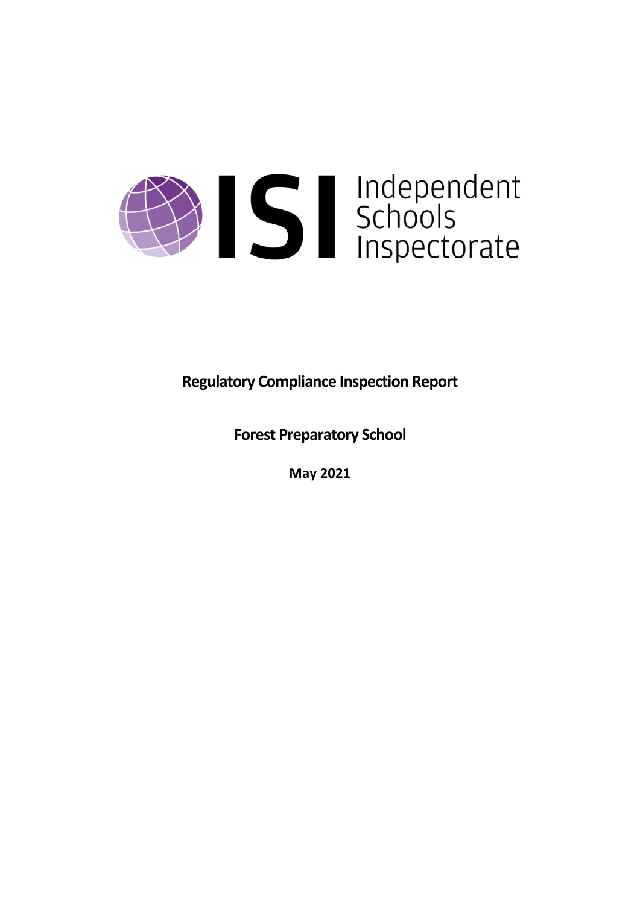Independent Schools Inspectorate

**Regulatory Compliance Inspection Report**

**Forest Preparatory School**

**May 2021**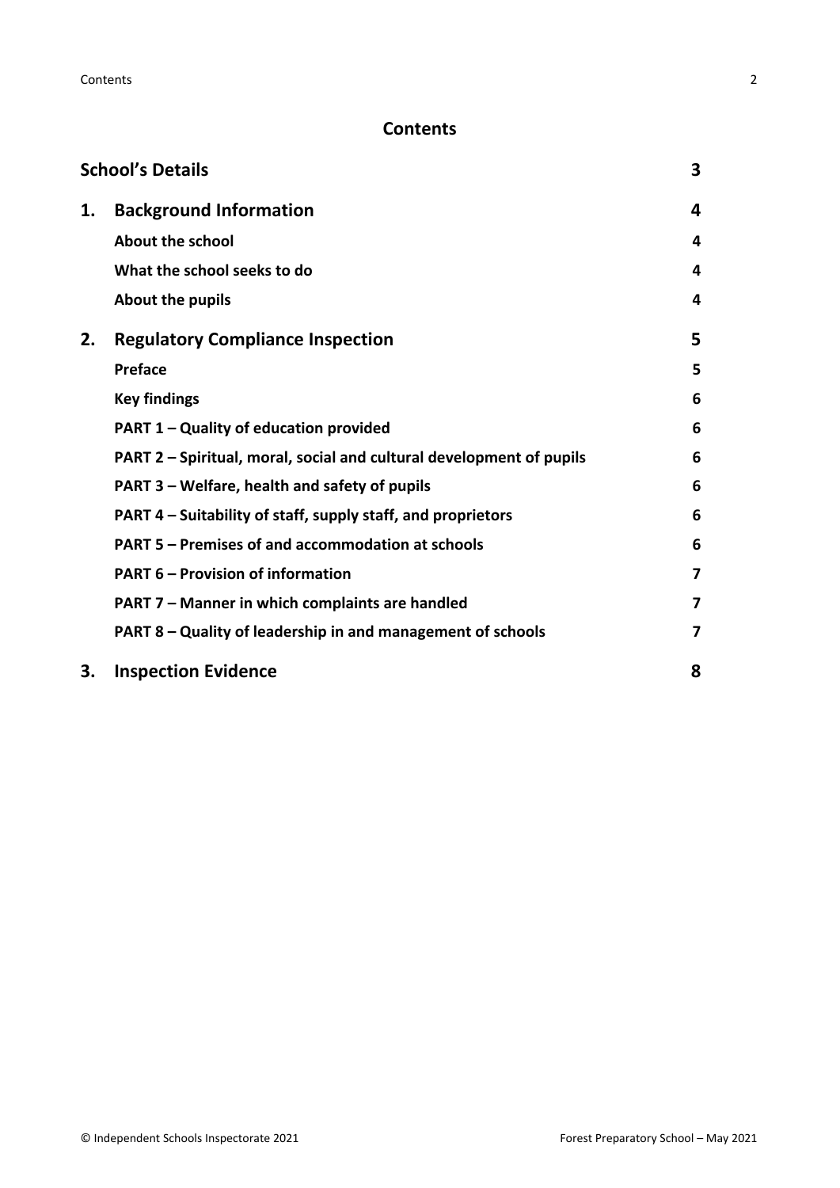## Contents

| | | |
|---|---|---|
| **School's Details** | | **3** |
| **1.** | **Background Information** | **4** |
| | **About the school** | **4** |
| | **What the school seeks to do** | **4** |
| | **About the pupils** | **4** |
| **2.** | **Regulatory Compliance Inspection** | **5** |
| | **Preface** | **5** |
| | **Key findings** | **6** |
| | **PART 1 – Quality of education provided** | **6** |
| | **PART 2 – Spiritual, moral, social and cultural development of pupils** | **6** |
| | **PART 3 – Welfare, health and safety of pupils** | **6** |
| | **PART 4 – Suitability of staff, supply staff, and proprietors** | **6** |
| | **PART 5 – Premises of and accommodation at schools** | **6** |
| | **PART 6 – Provision of information** | **7** |
| | **PART 7 – Manner in which complaints are handled** | **7** |
| | **PART 8 – Quality of leadership in and management of schools** | **7** |
| **3.** | **Inspection Evidence** | **8** |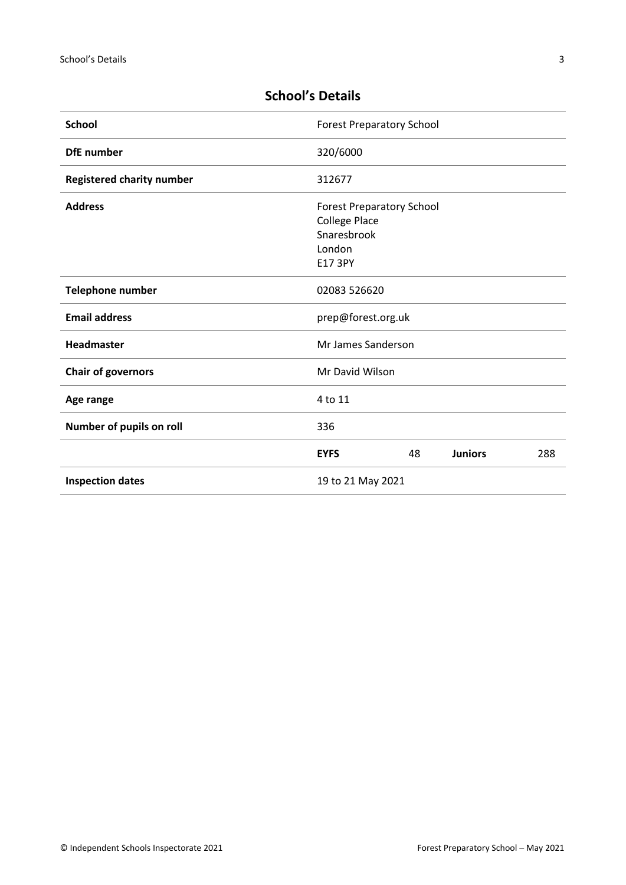## School's Details

| | | | | |
|---|---|---|---|---|
| **School** | Forest Preparatory School | | | |
| **DfE number** | 320/6000 | | | |
| **Registered charity number** | 312677 | | | |
| **Address** | Forest Preparatory School<br>College Place<br>Snaresbrook<br>London<br>E17 3PY | | | |
| **Telephone number** | 02083 526620 | | | |
| **Email address** | prep@forest.org.uk | | | |
| **Headmaster** | Mr James Sanderson | | | |
| **Chair of governors** | Mr David Wilson | | | |
| **Age range** | 4 to 11 | | | |
| **Number of pupils on roll** | 336 | | | |
| | **EYFS** | 48 | **Juniors** | 288 |
| **Inspection dates** | 19 to 21 May 2021 | | | |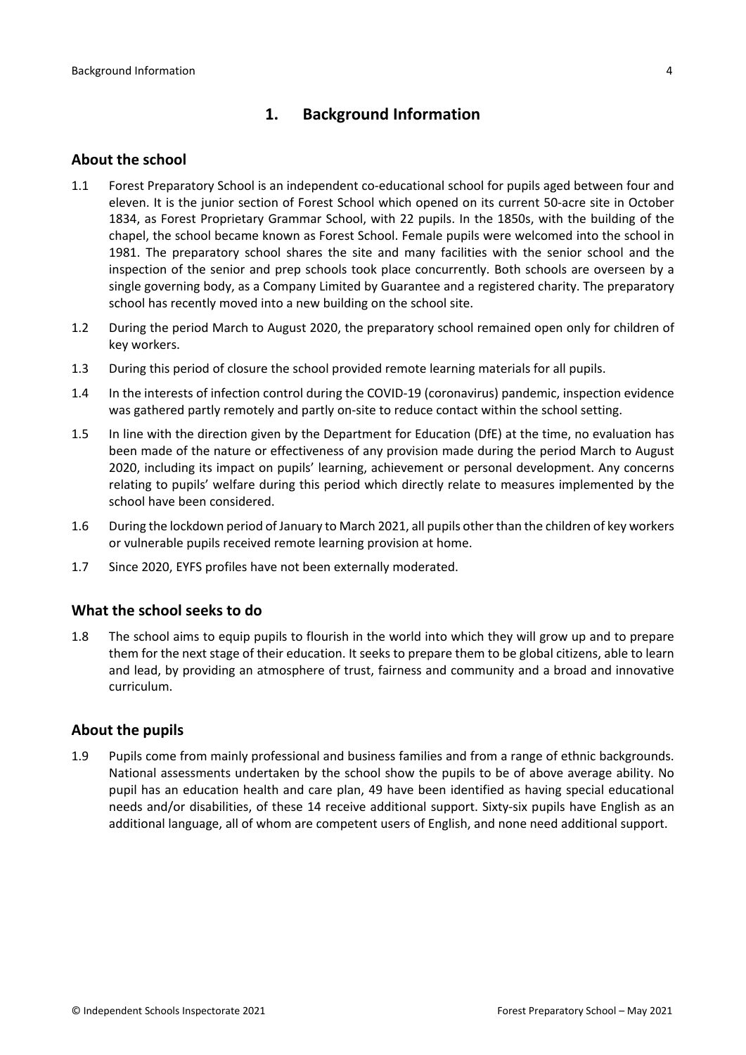## 1. Background Information

### About the school

1.1 Forest Preparatory School is an independent co-educational school for pupils aged between four and eleven. It is the junior section of Forest School which opened on its current 50-acre site in October 1834, as Forest Proprietary Grammar School, with 22 pupils. In the 1850s, with the building of the chapel, the school became known as Forest School. Female pupils were welcomed into the school in 1981. The preparatory school shares the site and many facilities with the senior school and the inspection of the senior and prep schools took place concurrently. Both schools are overseen by a single governing body, as a Company Limited by Guarantee and a registered charity. The preparatory school has recently moved into a new building on the school site.

1.2 During the period March to August 2020, the preparatory school remained open only for children of key workers.

1.3 During this period of closure the school provided remote learning materials for all pupils.

1.4 In the interests of infection control during the COVID-19 (coronavirus) pandemic, inspection evidence was gathered partly remotely and partly on-site to reduce contact within the school setting.

1.5 In line with the direction given by the Department for Education (DfE) at the time, no evaluation has been made of the nature or effectiveness of any provision made during the period March to August 2020, including its impact on pupils' learning, achievement or personal development. Any concerns relating to pupils' welfare during this period which directly relate to measures implemented by the school have been considered.

1.6 During the lockdown period of January to March 2021, all pupils other than the children of key workers or vulnerable pupils received remote learning provision at home.

1.7 Since 2020, EYFS profiles have not been externally moderated.

### What the school seeks to do

1.8 The school aims to equip pupils to flourish in the world into which they will grow up and to prepare them for the next stage of their education. It seeks to prepare them to be global citizens, able to learn and lead, by providing an atmosphere of trust, fairness and community and a broad and innovative curriculum.

### About the pupils

1.9 Pupils come from mainly professional and business families and from a range of ethnic backgrounds. National assessments undertaken by the school show the pupils to be of above average ability. No pupil has an education health and care plan, 49 have been identified as having special educational needs and/or disabilities, of these 14 receive additional support. Sixty-six pupils have English as an additional language, all of whom are competent users of English, and none need additional support.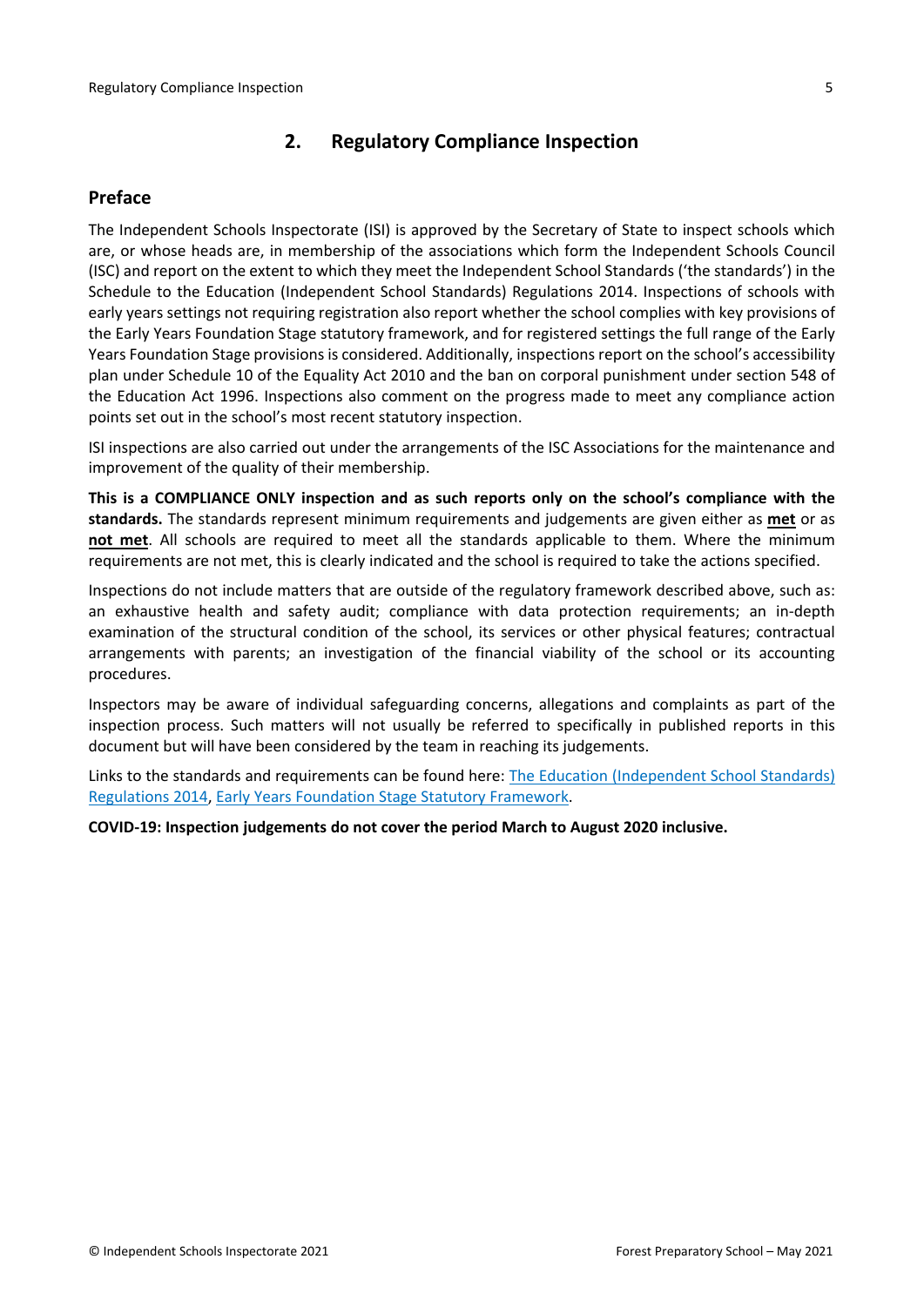## 2. Regulatory Compliance Inspection

### Preface

The Independent Schools Inspectorate (ISI) is approved by the Secretary of State to inspect schools which are, or whose heads are, in membership of the associations which form the Independent Schools Council (ISC) and report on the extent to which they meet the Independent School Standards ('the standards') in the Schedule to the Education (Independent School Standards) Regulations 2014. Inspections of schools with early years settings not requiring registration also report whether the school complies with key provisions of the Early Years Foundation Stage statutory framework, and for registered settings the full range of the Early Years Foundation Stage provisions is considered. Additionally, inspections report on the school's accessibility plan under Schedule 10 of the Equality Act 2010 and the ban on corporal punishment under section 548 of the Education Act 1996. Inspections also comment on the progress made to meet any compliance action points set out in the school's most recent statutory inspection.

ISI inspections are also carried out under the arrangements of the ISC Associations for the maintenance and improvement of the quality of their membership.

**This is a COMPLIANCE ONLY inspection and as such reports only on the school's compliance with the standards.** The standards represent minimum requirements and judgements are given either as **met** or as **not met**. All schools are required to meet all the standards applicable to them. Where the minimum requirements are not met, this is clearly indicated and the school is required to take the actions specified.

Inspections do not include matters that are outside of the regulatory framework described above, such as: an exhaustive health and safety audit; compliance with data protection requirements; an in-depth examination of the structural condition of the school, its services or other physical features; contractual arrangements with parents; an investigation of the financial viability of the school or its accounting procedures.

Inspectors may be aware of individual safeguarding concerns, allegations and complaints as part of the inspection process. Such matters will not usually be referred to specifically in published reports in this document but will have been considered by the team in reaching its judgements.

Links to the standards and requirements can be found here: The Education (Independent School Standards) Regulations 2014, Early Years Foundation Stage Statutory Framework.

**COVID-19: Inspection judgements do not cover the period March to August 2020 inclusive.**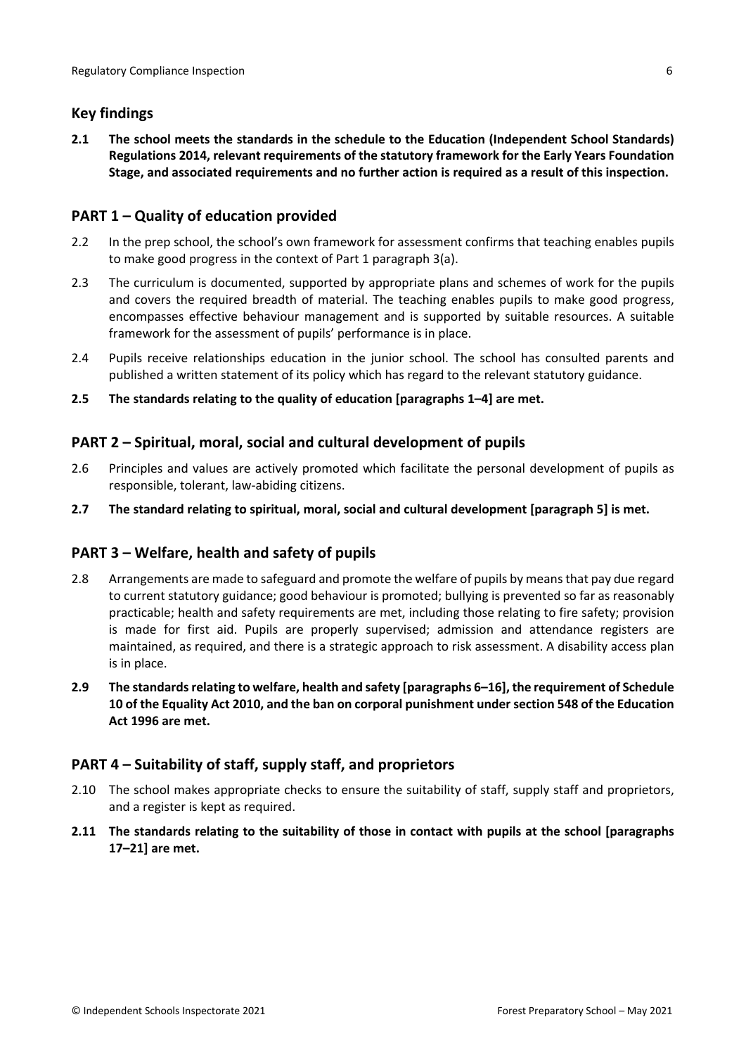## Key findings

**2.1 The school meets the standards in the schedule to the Education (Independent School Standards) Regulations 2014, relevant requirements of the statutory framework for the Early Years Foundation Stage, and associated requirements and no further action is required as a result of this inspection.**

## PART 1 – Quality of education provided

2.2 In the prep school, the school's own framework for assessment confirms that teaching enables pupils to make good progress in the context of Part 1 paragraph 3(a).

2.3 The curriculum is documented, supported by appropriate plans and schemes of work for the pupils and covers the required breadth of material. The teaching enables pupils to make good progress, encompasses effective behaviour management and is supported by suitable resources. A suitable framework for the assessment of pupils' performance is in place.

2.4 Pupils receive relationships education in the junior school. The school has consulted parents and published a written statement of its policy which has regard to the relevant statutory guidance.

**2.5 The standards relating to the quality of education [paragraphs 1–4] are met.**

## PART 2 – Spiritual, moral, social and cultural development of pupils

2.6 Principles and values are actively promoted which facilitate the personal development of pupils as responsible, tolerant, law-abiding citizens.

**2.7 The standard relating to spiritual, moral, social and cultural development [paragraph 5] is met.**

## PART 3 – Welfare, health and safety of pupils

2.8 Arrangements are made to safeguard and promote the welfare of pupils by means that pay due regard to current statutory guidance; good behaviour is promoted; bullying is prevented so far as reasonably practicable; health and safety requirements are met, including those relating to fire safety; provision is made for first aid. Pupils are properly supervised; admission and attendance registers are maintained, as required, and there is a strategic approach to risk assessment. A disability access plan is in place.

**2.9 The standards relating to welfare, health and safety [paragraphs 6–16], the requirement of Schedule 10 of the Equality Act 2010, and the ban on corporal punishment under section 548 of the Education Act 1996 are met.**

## PART 4 – Suitability of staff, supply staff, and proprietors

2.10 The school makes appropriate checks to ensure the suitability of staff, supply staff and proprietors, and a register is kept as required.

**2.11 The standards relating to the suitability of those in contact with pupils at the school [paragraphs 17–21] are met.**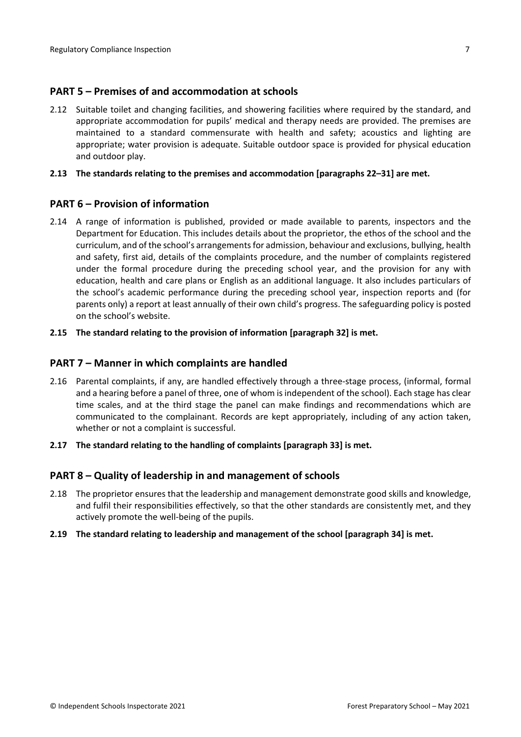## PART 5 – Premises of and accommodation at schools

2.12 Suitable toilet and changing facilities, and showering facilities where required by the standard, and appropriate accommodation for pupils' medical and therapy needs are provided. The premises are maintained to a standard commensurate with health and safety; acoustics and lighting are appropriate; water provision is adequate. Suitable outdoor space is provided for physical education and outdoor play.

**2.13 The standards relating to the premises and accommodation [paragraphs 22–31] are met.**

## PART 6 – Provision of information

2.14 A range of information is published, provided or made available to parents, inspectors and the Department for Education. This includes details about the proprietor, the ethos of the school and the curriculum, and of the school's arrangements for admission, behaviour and exclusions, bullying, health and safety, first aid, details of the complaints procedure, and the number of complaints registered under the formal procedure during the preceding school year, and the provision for any with education, health and care plans or English as an additional language. It also includes particulars of the school's academic performance during the preceding school year, inspection reports and (for parents only) a report at least annually of their own child's progress. The safeguarding policy is posted on the school's website.

**2.15 The standard relating to the provision of information [paragraph 32] is met.**

## PART 7 – Manner in which complaints are handled

2.16 Parental complaints, if any, are handled effectively through a three-stage process, (informal, formal and a hearing before a panel of three, one of whom is independent of the school). Each stage has clear time scales, and at the third stage the panel can make findings and recommendations which are communicated to the complainant. Records are kept appropriately, including of any action taken, whether or not a complaint is successful.

**2.17 The standard relating to the handling of complaints [paragraph 33] is met.**

## PART 8 – Quality of leadership in and management of schools

2.18 The proprietor ensures that the leadership and management demonstrate good skills and knowledge, and fulfil their responsibilities effectively, so that the other standards are consistently met, and they actively promote the well-being of the pupils.

**2.19 The standard relating to leadership and management of the school [paragraph 34] is met.**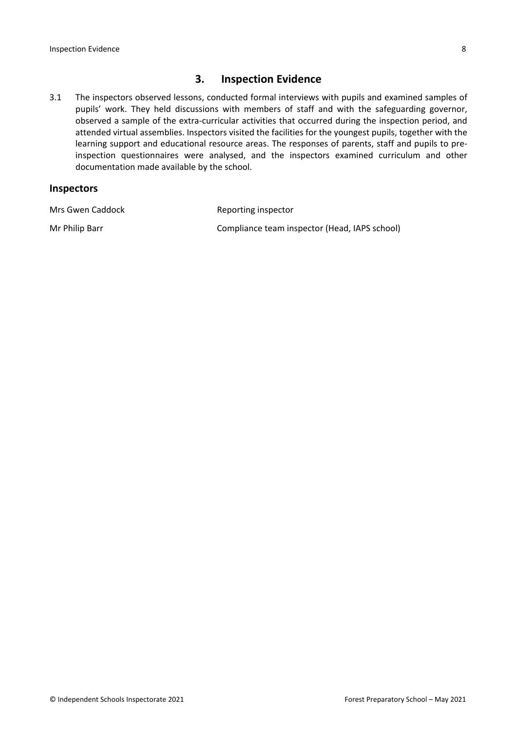## 3. Inspection Evidence

3.1 The inspectors observed lessons, conducted formal interviews with pupils and examined samples of pupils' work. They held discussions with members of staff and with the safeguarding governor, observed a sample of the extra-curricular activities that occurred during the inspection period, and attended virtual assemblies. Inspectors visited the facilities for the youngest pupils, together with the learning support and educational resource areas. The responses of parents, staff and pupils to pre-inspection questionnaires were analysed, and the inspectors examined curriculum and other documentation made available by the school.

### Inspectors

| | |
|---|---|
| Mrs Gwen Caddock | Reporting inspector |
| Mr Philip Barr | Compliance team inspector (Head, IAPS school) |